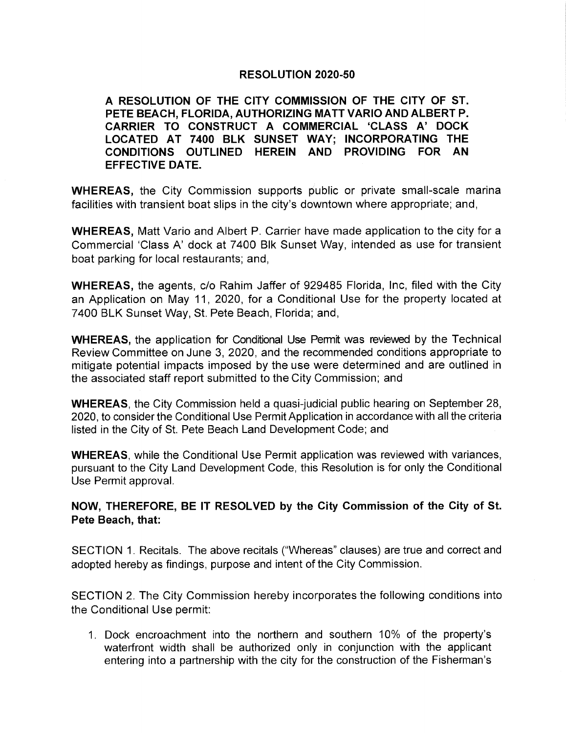# RESOLUTION 2020-50

**A RESOLUTION OF THE CITY COMMISSION OF THE CITY OF ST. PETE BEACH, FLORIDA, AUTHORIZING MATT VARIO AND ALBERT P. CARRIER TO CONSTRUCT A COMMERCIAL 'CLASS A' DOCK LOCATED AT 7400 BLK SUNSET WAY; INCORPORATING THE CONDITIONS OUTLINED HEREIN AND PROVIDING FOR AN EFFECTIVE DATE.**

**WHEREAS,** the City Commission supports public or private small-scale marina facilities with transient boat slips in the city's downtown where appropriate; and,

**WHEREAS,** Matt Vario and Albert P. Carrier have made application to the city for a Commercial 'Class A' dock at 7400 Blk Sunset Way, intended as use for transient boat parking for local restaurants; and,

**WHEREAS,** the agents, c/o Rahim Jaffer of 929485 Florida, Inc, filed with the City an Application on May 11, 2020, for a Conditional Use for the property located at 7400 BLK Sunset Way, St. Pete Beach, Florida; and,

**WHEREAS,** the application for Conditional Use Permit was reviewed by the Technical Review Committee on June 3, 2020, and the recommended conditions appropriate to mitigate potential impacts imposed by the use were determined and are outlined in the associated staff report submitted to the City Commission; and

**WHEREAS**, the City Commission held a quasi-judicial public hearing on September 28, 2020, to consider the Conditional Use Permit Application in accordance with all the criteria listed in the City of St. Pete Beach Land Development Code; and

**WHEREAS**, while the Conditional Use Permit application was reviewed with variances, pursuant to the City Land Development Code, this Resolution is for only the Conditional Use Permit approval.

**NOW, THEREFORE, BE IT RESOLVED by the City Commission of the City of St. Pete Beach, that:**

SECTION 1. Recitals. The above recitals ("Whereas" clauses) are true and correct and adopted hereby as findings, purpose and intent of the City Commission.

SECTION 2. The City Commission hereby incorporates the following conditions into the Conditional Use permit:

1. Dock encroachment into the northern and southern 10% of the property's waterfront width shall be authorized only in conjunction with the applicant entering into a partnership with the city for the construction of the Fisherman's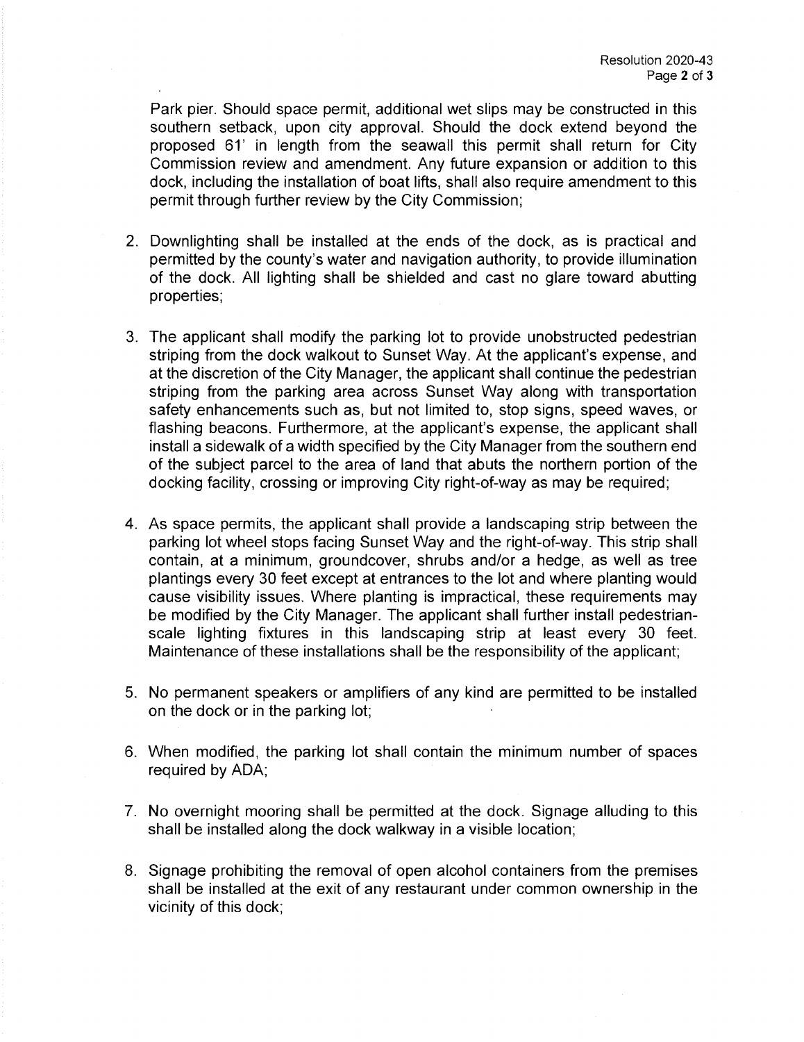Park pier. Should space permit, additional wet slips may be constructed in this southern setback, upon city approval. Should the dock extend beyond the proposed 61' in length from the seawall this permit shall return for City Commission review and amendment. Any future expansion or addition to this dock, including the installation of boat lifts, shall also require amendment to this permit through further review by the City Commission;

2. Downlighting shall be installed at the ends of the dock, as is practical and permitted by the county's water and navigation authority, to provide illumination of the dock. All lighting shall be shielded and cast no glare toward abutting properties;

3. The applicant shall modify the parking lot to provide unobstructed pedestrian striping from the dock walkout to Sunset Way. At the applicant's expense, and at the discretion of the City Manager, the applicant shall continue the pedestrian striping from the parking area across Sunset Way along with transportation safety enhancements such as, but not limited to, stop signs, speed waves, or flashing beacons. Furthermore, at the applicant's expense, the applicant shall install a sidewalk of a width specified by the City Manager from the southern end of the subject parcel to the area of land that abuts the northern portion of the docking facility, crossing or improving City right-of-way as may be required;

4. As space permits, the applicant shall provide a landscaping strip between the parking lot wheel stops facing Sunset Way and the right-of-way. This strip shall contain, at a minimum, groundcover, shrubs and/or a hedge, as well as tree plantings every 30 feet except at entrances to the lot and where planting would cause visibility issues. Where planting is impractical, these requirements may be modified by the City Manager. The applicant shall further install pedestrian-scale lighting fixtures in this landscaping strip at least every 30 feet. Maintenance of these installations shall be the responsibility of the applicant;

5. No permanent speakers or amplifiers of any kind are permitted to be installed on the dock or in the parking lot;

6. When modified, the parking lot shall contain the minimum number of spaces required by ADA;

7. No overnight mooring shall be permitted at the dock. Signage alluding to this shall be installed along the dock walkway in a visible location;

8. Signage prohibiting the removal of open alcohol containers from the premises shall be installed at the exit of any restaurant under common ownership in the vicinity of this dock;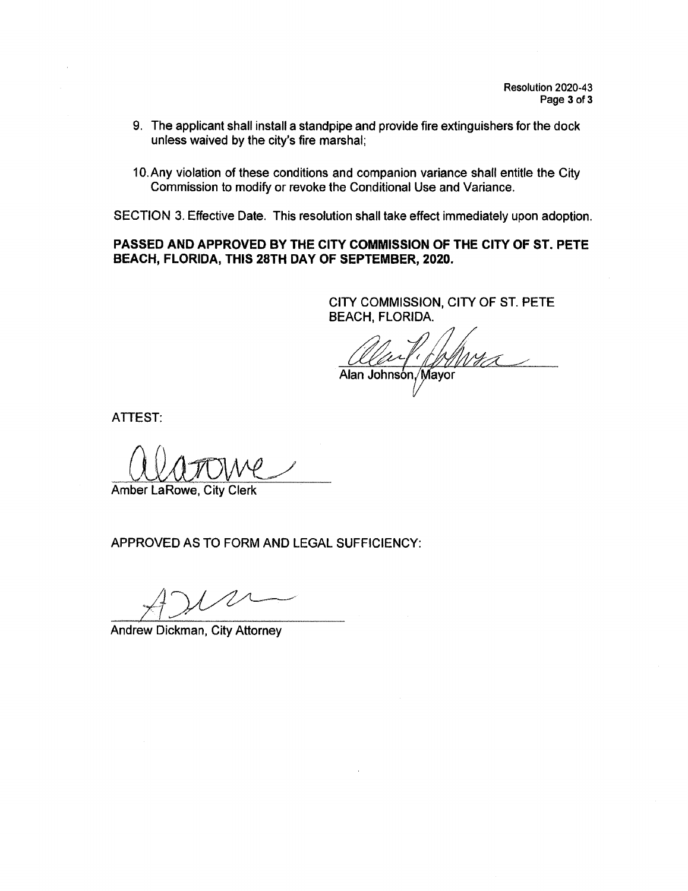9. The applicant shall install a standpipe and provide fire extinguishers for the dock unless waived by the city's fire marshal;

10. Any violation of these conditions and companion variance shall entitle the City Commission to modify or revoke the Conditional Use and Variance.

SECTION 3. Effective Date. This resolution shall take effect immediately upon adoption.

**PASSED AND APPROVED BY THE CITY COMMISSION OF THE CITY OF ST. PETE BEACH, FLORIDA, THIS 28TH DAY OF SEPTEMBER, 2020.**

CITY COMMISSION, CITY OF ST. PETE BEACH, FLORIDA.

Alan Johnson, Mayor

ATTEST:

Amber LaRowe, City Clerk

APPROVED AS TO FORM AND LEGAL SUFFICIENCY:

Andrew Dickman, City Attorney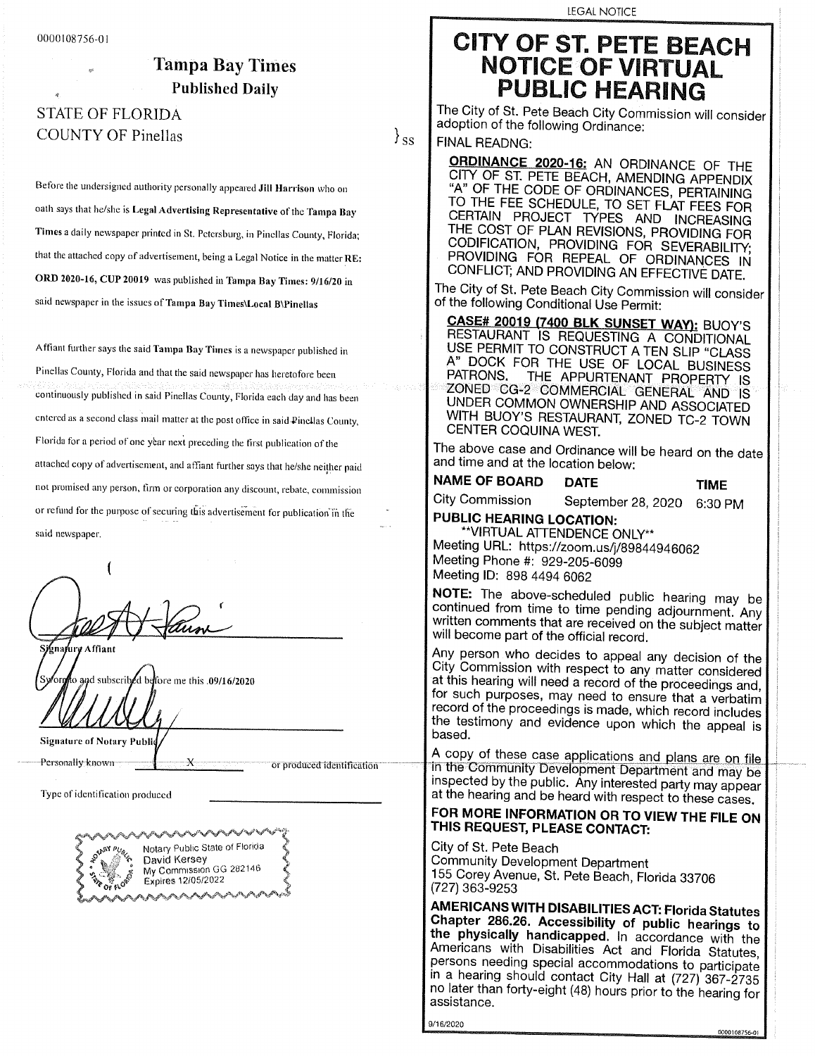0000108756-01

## Tampa Bay Times

**Published Daily**

STATE OF FLORIDA
COUNTY OF Pinellas } ss

Before the undersigned authority personally appeared **Jill Harrison** who on oath says that he/she is **Legal Advertising Representative** of the **Tampa Bay Times** a daily newspaper printed in St. Petersburg, in Pinellas County, Florida; that the attached copy of advertisement, being a Legal Notice in the matter **RE: ORD 2020-16, CUP 20019** was published in **Tampa Bay Times: 9/16/20** in said newspaper in the issues of **Tampa Bay Times\Local B\Pinellas**

Affiant further says the said **Tampa Bay Times** is a newspaper published in Pinellas County, Florida and that the said newspaper has heretofore been continuously published in said Pinellas County, Florida each day and has been entered as a second class mail matter at the post office in said Pinellas County, Florida for a period of one year next preceding the first publication of the attached copy of advertisement, and affiant further says that he/she neither paid not promised any person, firm or corporation any discount, rebate, commission or refund for the purpose of securing this advertisement for publication in the said newspaper.

Signature Affiant

Sworn to and subscribed before me this .09/16/2020

Signature of Notary Public

Personally known X or produced identification

Type of identification produced

Notary Public State of Florida
David Kersey
My Commission GG 282146
Expires 12/05/2022

LEGAL NOTICE

# CITY OF ST. PETE BEACH NOTICE OF VIRTUAL PUBLIC HEARING

The City of St. Pete Beach City Commission will consider adoption of the following Ordinance:

FINAL READNG:

**ORDINANCE 2020-16:** AN ORDINANCE OF THE CITY OF ST. PETE BEACH, AMENDING APPENDIX "A" OF THE CODE OF ORDINANCES, PERTAINING TO THE FEE SCHEDULE, TO SET FLAT FEES FOR CERTAIN PROJECT TYPES AND INCREASING THE COST OF PLAN REVISIONS, PROVIDING FOR CODIFICATION, PROVIDING FOR SEVERABILITY; PROVIDING FOR REPEAL OF ORDINANCES IN CONFLICT; AND PROVIDING AN EFFECTIVE DATE.

The City of St. Pete Beach City Commission will consider of the following Conditional Use Permit:

**CASE# 20019 (7400 BLK SUNSET WAY):** BUOY'S RESTAURANT IS REQUESTING A CONDITIONAL USE PERMIT TO CONSTRUCT A TEN SLIP "CLASS A" DOCK FOR THE USE OF LOCAL BUSINESS PATRONS. THE APPURTENANT PROPERTY IS ZONED CG-2 COMMERCIAL GENERAL AND IS UNDER COMMON OWNERSHIP AND ASSOCIATED WITH BUOY'S RESTAURANT, ZONED TC-2 TOWN CENTER COQUINA WEST.

The above case and Ordinance will be heard on the date and time and at the location below:

| NAME OF BOARD | DATE | TIME |
| --- | --- | --- |
| City Commission | September 28, 2020 | 6:30 PM |

**PUBLIC HEARING LOCATION:**
\*\*VIRTUAL ATTENDENCE ONLY\*\*
Meeting URL: https://zoom.us/j/89844946062
Meeting Phone #: 929-205-6099
Meeting ID: 898 4494 6062

**NOTE:** The above-scheduled public hearing may be continued from time to time pending adjournment. Any written comments that are received on the subject matter will become part of the official record.

Any person who decides to appeal any decision of the City Commission with respect to any matter considered at this hearing will need a record of the proceedings and, for such purposes, may need to ensure that a verbatim record of the proceedings is made, which record includes the testimony and evidence upon which the appeal is based.

A copy of these case applications and plans are on file in the Community Development Department and may be inspected by the public. Any interested party may appear at the hearing and be heard with respect to these cases.

**FOR MORE INFORMATION OR TO VIEW THE FILE ON THIS REQUEST, PLEASE CONTACT:**

City of St. Pete Beach
Community Development Department
155 Corey Avenue, St. Pete Beach, Florida 33706
(727) 363-9253

**AMERICANS WITH DISABILITIES ACT: Florida Statutes Chapter 286.26. Accessibility of public hearings to the physically handicapped.** In accordance with the Americans with Disabilities Act and Florida Statutes, persons needing special accommodations to participate in a hearing should contact City Hall at (727) 367-2735 no later than forty-eight (48) hours prior to the hearing for assistance.

9/16/2020 0000108756-01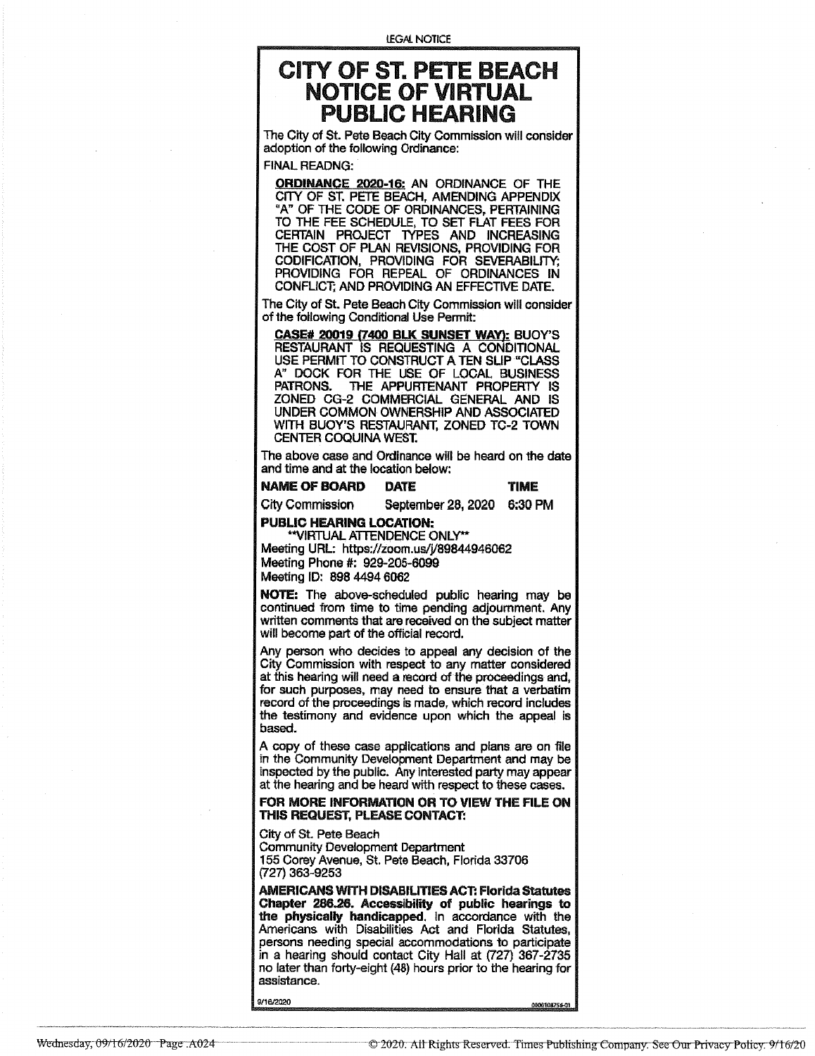LEGAL NOTICE

# CITY OF ST. PETE BEACH NOTICE OF VIRTUAL PUBLIC HEARING

The City of St. Pete Beach City Commission will consider adoption of the following Ordinance:

FINAL READNG:

**ORDINANCE 2020-16:** AN ORDINANCE OF THE CITY OF ST. PETE BEACH, AMENDING APPENDIX "A" OF THE CODE OF ORDINANCES, PERTAINING TO THE FEE SCHEDULE, TO SET FLAT FEES FOR CERTAIN PROJECT TYPES AND INCREASING THE COST OF PLAN REVISIONS, PROVIDING FOR CODIFICATION, PROVIDING FOR SEVERABILITY; PROVIDING FOR REPEAL OF ORDINANCES IN CONFLICT; AND PROVIDING AN EFFECTIVE DATE.

The City of St. Pete Beach City Commission will consider of the following Conditional Use Permit:

**CASE# 20019 (7400 BLK SUNSET WAY):** BUOY'S RESTAURANT IS REQUESTING A CONDITIONAL USE PERMIT TO CONSTRUCT A TEN SLIP "CLASS A" DOCK FOR THE USE OF LOCAL BUSINESS PATRONS. THE APPURTENANT PROPERTY IS ZONED CG-2 COMMERCIAL GENERAL AND IS UNDER COMMON OWNERSHIP AND ASSOCIATED WITH BUOY'S RESTAURANT, ZONED TC-2 TOWN CENTER COQUINA WEST.

The above case and Ordinance will be heard on the date and time and at the location below:

| NAME OF BOARD | DATE | TIME |
|---|---|---|
| City Commission | September 28, 2020 | 6:30 PM |

**PUBLIC HEARING LOCATION:**

**VIRTUAL ATTENDENCE ONLY**

Meeting URL: https://zoom.us/j/89844946062
Meeting Phone #: 929-205-6099
Meeting ID: 898 4494 6062

**NOTE:** The above-scheduled public hearing may be continued from time to time pending adjournment. Any written comments that are received on the subject matter will become part of the official record.

Any person who decides to appeal any decision of the City Commission with respect to any matter considered at this hearing will need a record of the proceedings and, for such purposes, may need to ensure that a verbatim record of the proceedings is made, which record includes the testimony and evidence upon which the appeal is based.

A copy of these case applications and plans are on file in the Community Development Department and may be inspected by the public. Any interested party may appear at the hearing and be heard with respect to these cases.

**FOR MORE INFORMATION OR TO VIEW THE FILE ON THIS REQUEST, PLEASE CONTACT:**

City of St. Pete Beach
Community Development Department
155 Corey Avenue, St. Pete Beach, Florida 33706
(727) 363-9253

**AMERICANS WITH DISABILITIES ACT: Florida Statutes Chapter 286.26. Accessibility of public hearings to the physically handicapped.** In accordance with the Americans with Disabilities Act and Florida Statutes, persons needing special accommodations to participate in a hearing should contact City Hall at (727) 367-2735 no later than forty-eight (48) hours prior to the hearing for assistance.

9/16/2020 0000108756-01